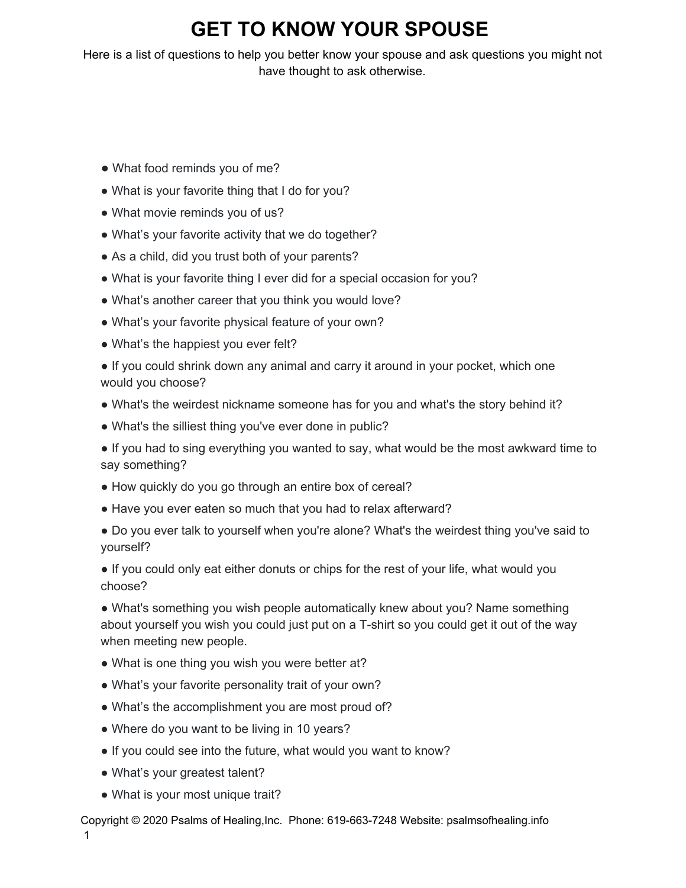# GET TO KNOW YOUR SPOUSE

Here is a list of questions to help you better know your spouse and ask questions you might not have thought to ask otherwise.

- What food reminds you of me?
- What is your favorite thing that I do for you?
- What movie reminds you of us?
- What's your favorite activity that we do together?
- As a child, did you trust both of your parents?
- What is your favorite thing I ever did for a special occasion for you?
- What's another career that you think you would love?
- What's your favorite physical feature of your own?
- What's the happiest you ever felt?
- If you could shrink down any animal and carry it around in your pocket, which one would you choose?
- What's the weirdest nickname someone has for you and what's the story behind it?
- What's the silliest thing you've ever done in public?
- If you had to sing everything you wanted to say, what would be the most awkward time to say something?
- How quickly do you go through an entire box of cereal?
- Have you ever eaten so much that you had to relax afterward?
- Do you ever talk to yourself when you're alone? What's the weirdest thing you've said to yourself?
- If you could only eat either donuts or chips for the rest of your life, what would you choose?
- What's something you wish people automatically knew about you? Name something about yourself you wish you could just put on a T-shirt so you could get it out of the way when meeting new people.
- What is one thing you wish you were better at?
- What's your favorite personality trait of your own?
- What's the accomplishment you are most proud of?
- Where do you want to be living in 10 years?
- If you could see into the future, what would you want to know?
- What's your greatest talent?
- What is your most unique trait?

Copyright © 2020 Psalms of Healing,Inc. Phone: 619-663-7248 Website: psalmsofhealing.info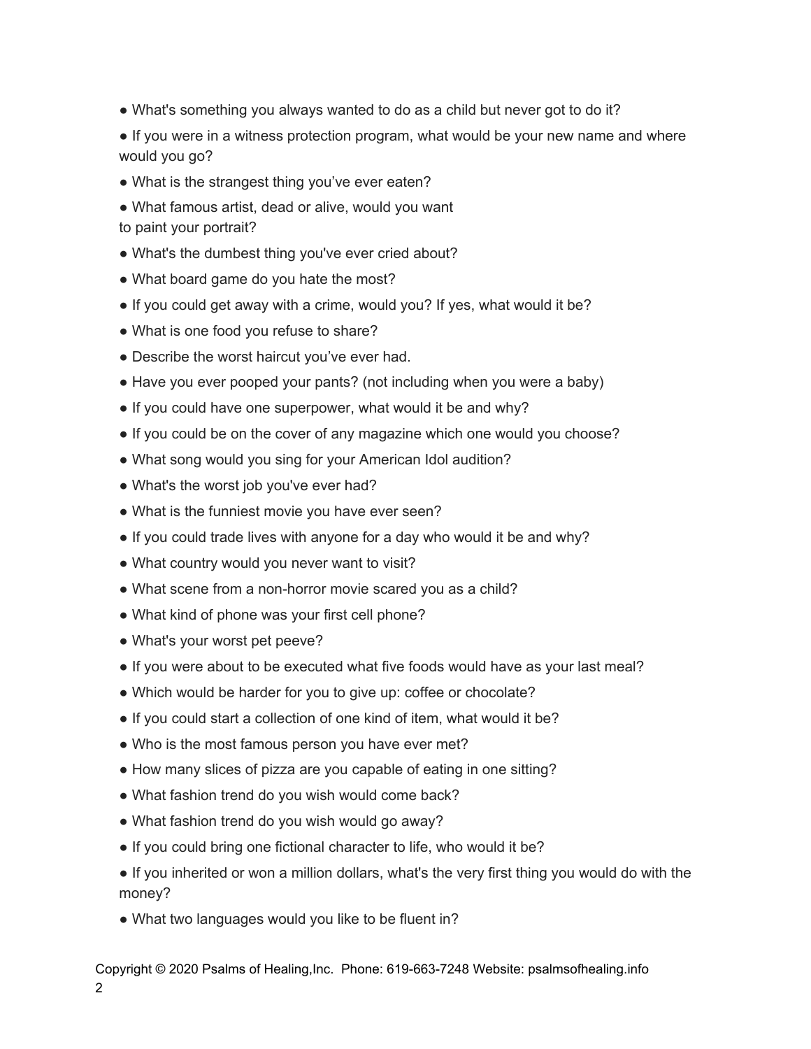- What's something you always wanted to do as a child but never got to do it?
- If you were in a witness protection program, what would be your new name and where would you go?
- What is the strangest thing you've ever eaten?
- What famous artist, dead or alive, would you want to paint your portrait?
- What's the dumbest thing you've ever cried about?
- What board game do you hate the most?
- If you could get away with a crime, would you? If yes, what would it be?
- What is one food you refuse to share?
- Describe the worst haircut you've ever had.
- Have you ever pooped your pants? (not including when you were a baby)
- If you could have one superpower, what would it be and why?
- If you could be on the cover of any magazine which one would you choose?
- What song would you sing for your American Idol audition?
- What's the worst job you've ever had?
- What is the funniest movie you have ever seen?
- If you could trade lives with anyone for a day who would it be and why?
- What country would you never want to visit?
- What scene from a non-horror movie scared you as a child?
- What kind of phone was your first cell phone?
- What's your worst pet peeve?
- If you were about to be executed what five foods would have as your last meal?
- Which would be harder for you to give up: coffee or chocolate?
- If you could start a collection of one kind of item, what would it be?
- Who is the most famous person you have ever met?
- How many slices of pizza are you capable of eating in one sitting?
- What fashion trend do you wish would come back?
- What fashion trend do you wish would go away?
- If you could bring one fictional character to life, who would it be?
- If you inherited or won a million dollars, what's the very first thing you would do with the money?
- What two languages would you like to be fluent in?

Copyright © 2020 Psalms of Healing,Inc. Phone: 619-663-7248 Website: psalmsofhealing.info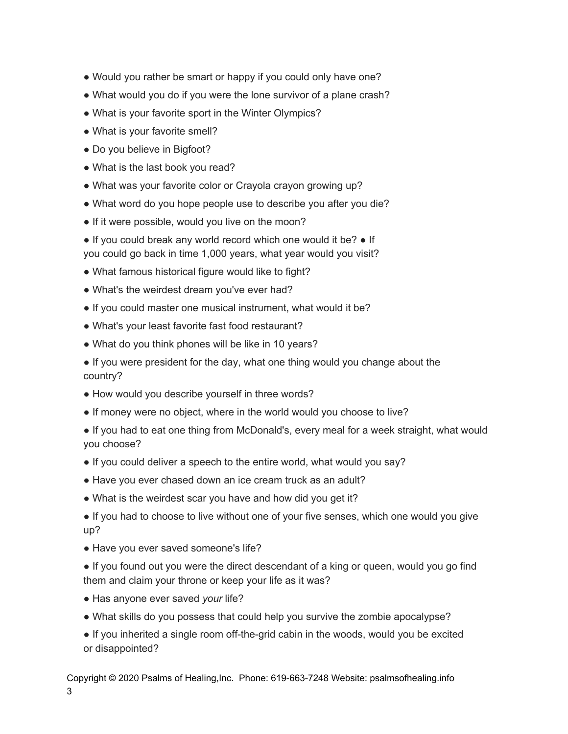- Would you rather be smart or happy if you could only have one?
- What would you do if you were the lone survivor of a plane crash?
- What is your favorite sport in the Winter Olympics?
- What is your favorite smell?
- Do you believe in Bigfoot?
- What is the last book you read?
- What was your favorite color or Crayola crayon growing up?
- What word do you hope people use to describe you after you die?
- If it were possible, would you live on the moon?
- If you could break any world record which one would it be?
- If you could go back in time 1,000 years, what year would you visit?
- What famous historical figure would like to fight?
- What's the weirdest dream you've ever had?
- If you could master one musical instrument, what would it be?
- What's your least favorite fast food restaurant?
- What do you think phones will be like in 10 years?
- If you were president for the day, what one thing would you change about the country?
- How would you describe yourself in three words?
- If money were no object, where in the world would you choose to live?
- If you had to eat one thing from McDonald's, every meal for a week straight, what would you choose?
- If you could deliver a speech to the entire world, what would you say?
- Have you ever chased down an ice cream truck as an adult?
- What is the weirdest scar you have and how did you get it?
- If you had to choose to live without one of your five senses, which one would you give up?
- Have you ever saved someone's life?
- If you found out you were the direct descendant of a king or queen, would you go find them and claim your throne or keep your life as it was?
- Has anyone ever saved *your* life?
- What skills do you possess that could help you survive the zombie apocalypse?
- If you inherited a single room off-the-grid cabin in the woods, would you be excited or disappointed?

Copyright © 2020 Psalms of Healing,Inc. Phone: 619-663-7248 Website: psalmsofhealing.info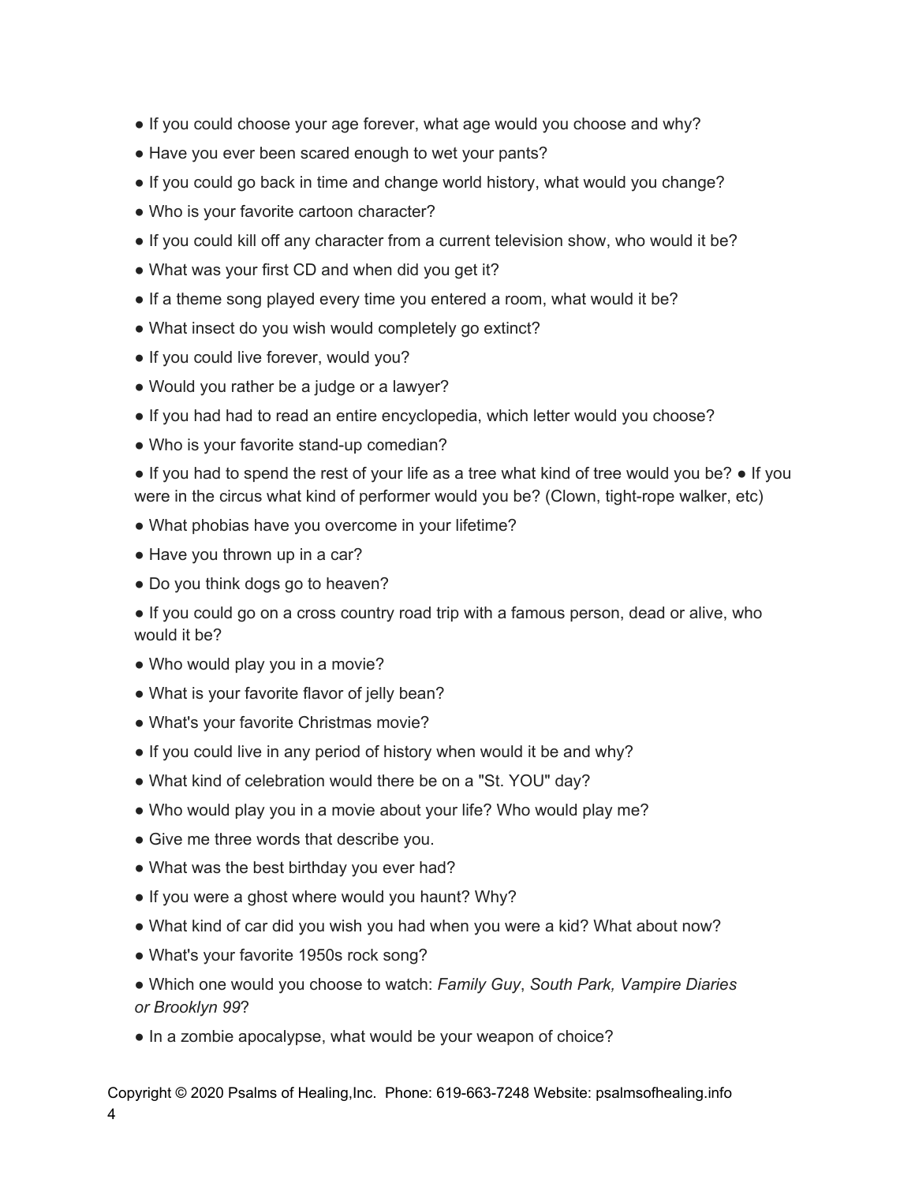- If you could choose your age forever, what age would you choose and why?
- Have you ever been scared enough to wet your pants?
- If you could go back in time and change world history, what would you change?
- Who is your favorite cartoon character?
- If you could kill off any character from a current television show, who would it be?
- What was your first CD and when did you get it?
- If a theme song played every time you entered a room, what would it be?
- What insect do you wish would completely go extinct?
- If you could live forever, would you?
- Would you rather be a judge or a lawyer?
- If you had had to read an entire encyclopedia, which letter would you choose?
- Who is your favorite stand-up comedian?
- If you had to spend the rest of your life as a tree what kind of tree would you be? ● If you were in the circus what kind of performer would you be? (Clown, tight-rope walker, etc)
- What phobias have you overcome in your lifetime?
- Have you thrown up in a car?
- Do you think dogs go to heaven?
- If you could go on a cross country road trip with a famous person, dead or alive, who would it be?
- Who would play you in a movie?
- What is your favorite flavor of jelly bean?
- What's your favorite Christmas movie?
- If you could live in any period of history when would it be and why?
- What kind of celebration would there be on a "St. YOU" day?
- Who would play you in a movie about your life? Who would play me?
- Give me three words that describe you.
- What was the best birthday you ever had?
- If you were a ghost where would you haunt? Why?
- What kind of car did you wish you had when you were a kid? What about now?
- What's your favorite 1950s rock song?
- Which one would you choose to watch: *Family Guy*, *South Park, Vampire Diaries or Brooklyn 99*?
- In a zombie apocalypse, what would be your weapon of choice?

Copyright © 2020 Psalms of Healing,Inc. Phone: 619-663-7248 Website: psalmsofhealing.info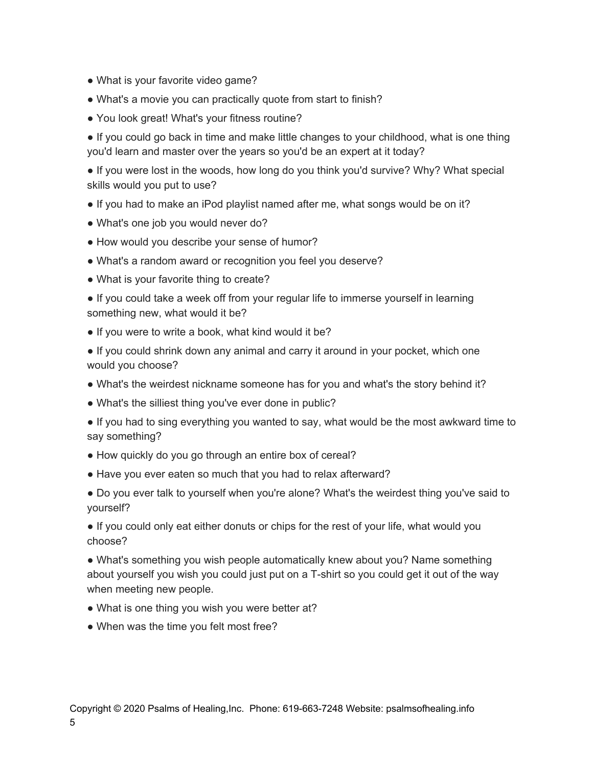- What is your favorite video game?
- What's a movie you can practically quote from start to finish?
- You look great! What's your fitness routine?
- If you could go back in time and make little changes to your childhood, what is one thing you'd learn and master over the years so you'd be an expert at it today?
- If you were lost in the woods, how long do you think you'd survive? Why? What special skills would you put to use?
- If you had to make an iPod playlist named after me, what songs would be on it?
- What's one job you would never do?
- How would you describe your sense of humor?
- What's a random award or recognition you feel you deserve?
- What is your favorite thing to create?
- If you could take a week off from your regular life to immerse yourself in learning something new, what would it be?
- If you were to write a book, what kind would it be?
- If you could shrink down any animal and carry it around in your pocket, which one would you choose?
- What's the weirdest nickname someone has for you and what's the story behind it?
- What's the silliest thing you've ever done in public?
- If you had to sing everything you wanted to say, what would be the most awkward time to say something?
- How quickly do you go through an entire box of cereal?
- Have you ever eaten so much that you had to relax afterward?
- Do you ever talk to yourself when you're alone? What's the weirdest thing you've said to yourself?
- If you could only eat either donuts or chips for the rest of your life, what would you choose?
- What's something you wish people automatically knew about you? Name something about yourself you wish you could just put on a T-shirt so you could get it out of the way when meeting new people.
- What is one thing you wish you were better at?
- When was the time you felt most free?

Copyright © 2020 Psalms of Healing,Inc. Phone: 619-663-7248 Website: psalmsofhealing.info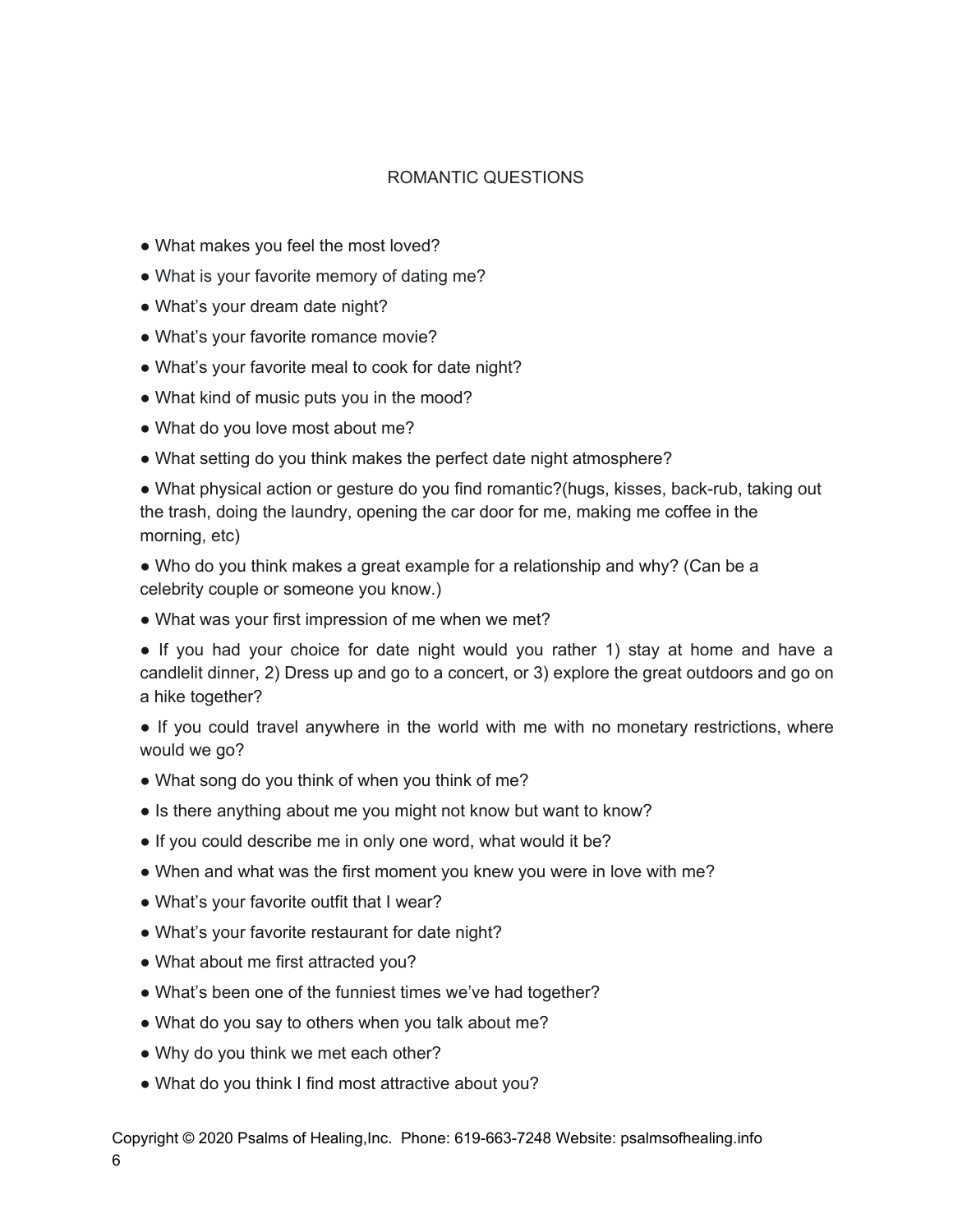# ROMANTIC QUESTIONS

- What makes you feel the most loved?
- What is your favorite memory of dating me?
- What's your dream date night?
- What's your favorite romance movie?
- What's your favorite meal to cook for date night?
- What kind of music puts you in the mood?
- What do you love most about me?
- What setting do you think makes the perfect date night atmosphere?
- What physical action or gesture do you find romantic?(hugs, kisses, back-rub, taking out the trash, doing the laundry, opening the car door for me, making me coffee in the morning, etc)
- Who do you think makes a great example for a relationship and why? (Can be a celebrity couple or someone you know.)
- What was your first impression of me when we met?
- If you had your choice for date night would you rather 1) stay at home and have a candlelit dinner, 2) Dress up and go to a concert, or 3) explore the great outdoors and go on a hike together?
- If you could travel anywhere in the world with me with no monetary restrictions, where would we go?
- What song do you think of when you think of me?
- Is there anything about me you might not know but want to know?
- If you could describe me in only one word, what would it be?
- When and what was the first moment you knew you were in love with me?
- What's your favorite outfit that I wear?
- What's your favorite restaurant for date night?
- What about me first attracted you?
- What's been one of the funniest times we've had together?
- What do you say to others when you talk about me?
- Why do you think we met each other?
- What do you think I find most attractive about you?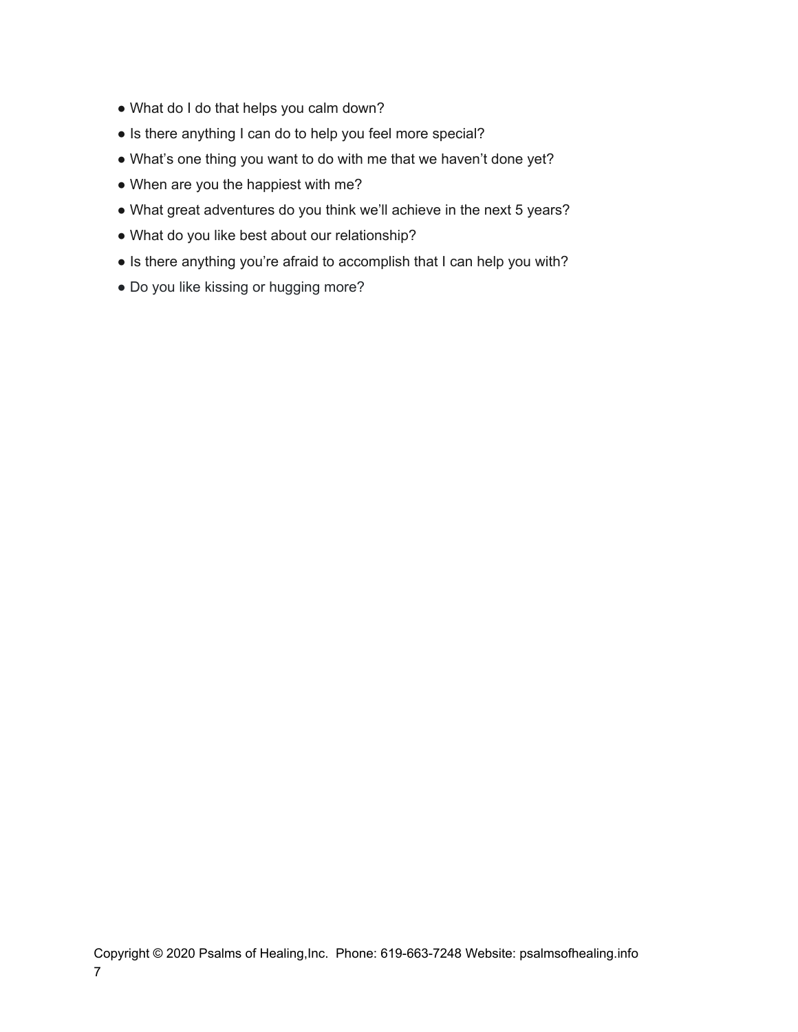- What do I do that helps you calm down?
- Is there anything I can do to help you feel more special?
- What’s one thing you want to do with me that we haven’t done yet?
- When are you the happiest with me?
- What great adventures do you think we’ll achieve in the next 5 years?
- What do you like best about our relationship?
- Is there anything you’re afraid to accomplish that I can help you with?
- Do you like kissing or hugging more?